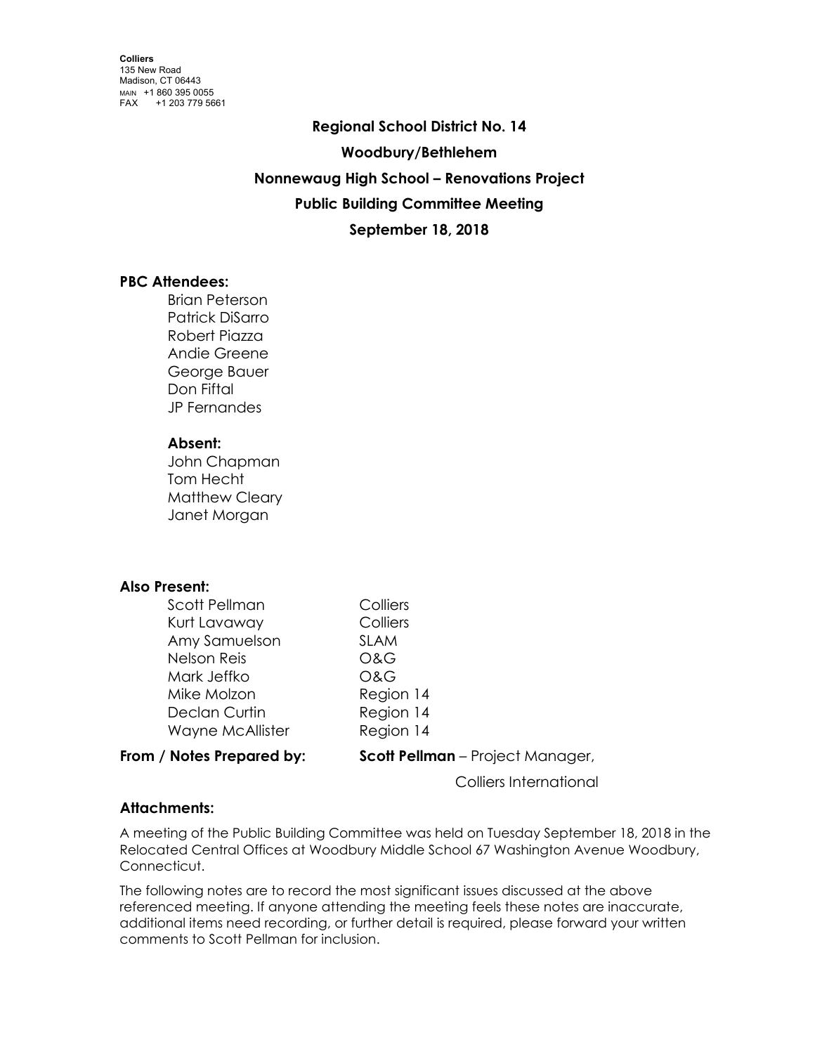**Colliers**
135 New Road
Madison, CT 06443
MAIN +1 860 395 0055
FAX +1 203 779 5661

# Regional School District No. 14

## Woodbury/Bethlehem

## Nonnewaug High School – Renovations Project

## Public Building Committee Meeting

## September 18, 2018

### PBC Attendees:

Brian Peterson
Patrick DiSarro
Robert Piazza
Andie Greene
George Bauer
Don Fiftal
JP Fernandes

**Absent:**

John Chapman
Tom Hecht
Matthew Cleary
Janet Morgan

### Also Present:

| | |
|---|---|
| Scott Pellman | Colliers |
| Kurt Lavaway | Colliers |
| Amy Samuelson | SLAM |
| Nelson Reis | O&G |
| Mark Jeffko | O&G |
| Mike Molzon | Region 14 |
| Declan Curtin | Region 14 |
| Wayne McAllister | Region 14 |

**From / Notes Prepared by:** **Scott Pellman** – Project Manager, Colliers International

### Attachments:

A meeting of the Public Building Committee was held on Tuesday September 18, 2018 in the Relocated Central Offices at Woodbury Middle School 67 Washington Avenue Woodbury, Connecticut.

The following notes are to record the most significant issues discussed at the above referenced meeting. If anyone attending the meeting feels these notes are inaccurate, additional items need recording, or further detail is required, please forward your written comments to Scott Pellman for inclusion.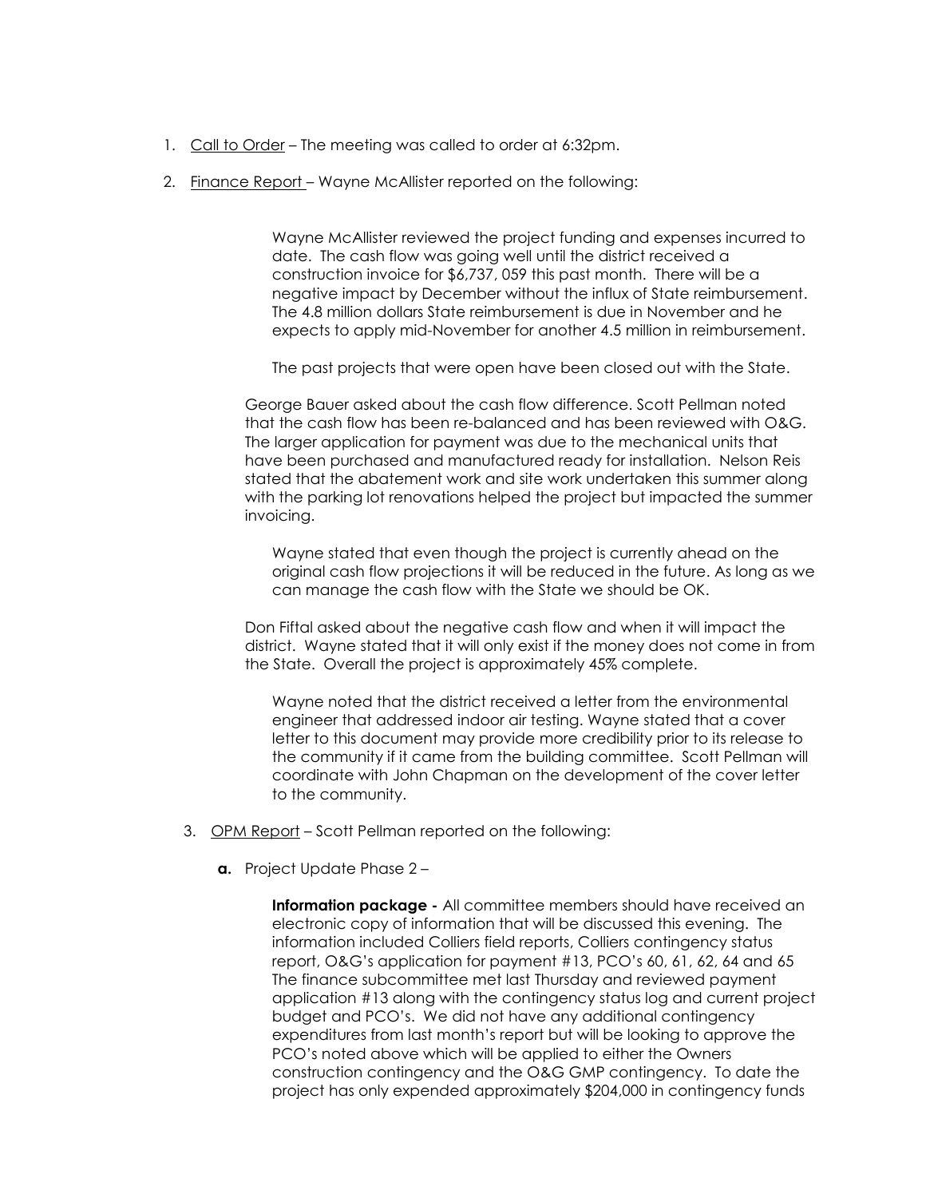1. Call to Order – The meeting was called to order at 6:32pm.

2. Finance Report – Wayne McAllister reported on the following:

   Wayne McAllister reviewed the project funding and expenses incurred to date. The cash flow was going well until the district received a construction invoice for $6,737, 059 this past month. There will be a negative impact by December without the influx of State reimbursement. The 4.8 million dollars State reimbursement is due in November and he expects to apply mid-November for another 4.5 million in reimbursement.

   The past projects that were open have been closed out with the State.

   George Bauer asked about the cash flow difference. Scott Pellman noted that the cash flow has been re-balanced and has been reviewed with O&G. The larger application for payment was due to the mechanical units that have been purchased and manufactured ready for installation. Nelson Reis stated that the abatement work and site work undertaken this summer along with the parking lot renovations helped the project but impacted the summer invoicing.

   Wayne stated that even though the project is currently ahead on the original cash flow projections it will be reduced in the future. As long as we can manage the cash flow with the State we should be OK.

   Don Fiftal asked about the negative cash flow and when it will impact the district. Wayne stated that it will only exist if the money does not come in from the State. Overall the project is approximately 45% complete.

   Wayne noted that the district received a letter from the environmental engineer that addressed indoor air testing. Wayne stated that a cover letter to this document may provide more credibility prior to its release to the community if it came from the building committee. Scott Pellman will coordinate with John Chapman on the development of the cover letter to the community.

3. OPM Report – Scott Pellman reported on the following:

   **a.** Project Update Phase 2 –

   **Information package -** All committee members should have received an electronic copy of information that will be discussed this evening. The information included Colliers field reports, Colliers contingency status report, O&G's application for payment #13, PCO's 60, 61, 62, 64 and 65 The finance subcommittee met last Thursday and reviewed payment application #13 along with the contingency status log and current project budget and PCO's. We did not have any additional contingency expenditures from last month's report but will be looking to approve the PCO's noted above which will be applied to either the Owners construction contingency and the O&G GMP contingency. To date the project has only expended approximately $204,000 in contingency funds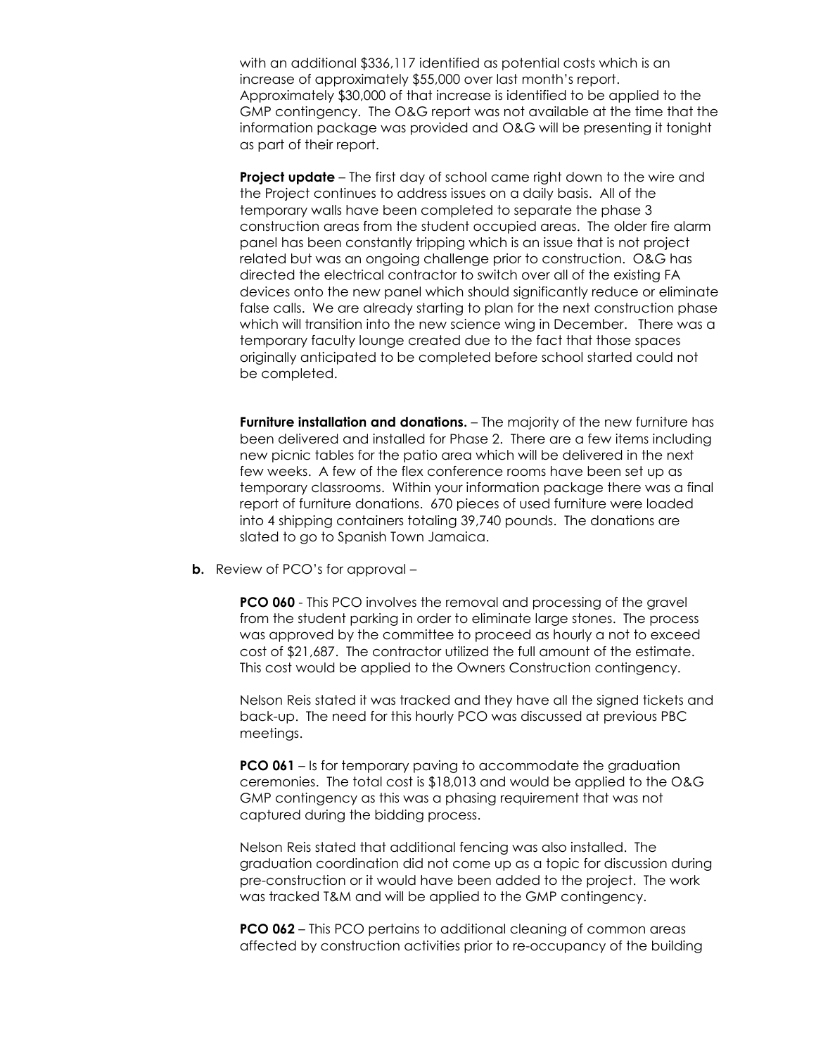with an additional $336,117 identified as potential costs which is an increase of approximately $55,000 over last month's report. Approximately $30,000 of that increase is identified to be applied to the GMP contingency. The O&G report was not available at the time that the information package was provided and O&G will be presenting it tonight as part of their report.

**Project update** – The first day of school came right down to the wire and the Project continues to address issues on a daily basis. All of the temporary walls have been completed to separate the phase 3 construction areas from the student occupied areas. The older fire alarm panel has been constantly tripping which is an issue that is not project related but was an ongoing challenge prior to construction. O&G has directed the electrical contractor to switch over all of the existing FA devices onto the new panel which should significantly reduce or eliminate false calls. We are already starting to plan for the next construction phase which will transition into the new science wing in December. There was a temporary faculty lounge created due to the fact that those spaces originally anticipated to be completed before school started could not be completed.

**Furniture installation and donations.** – The majority of the new furniture has been delivered and installed for Phase 2. There are a few items including new picnic tables for the patio area which will be delivered in the next few weeks. A few of the flex conference rooms have been set up as temporary classrooms. Within your information package there was a final report of furniture donations. 670 pieces of used furniture were loaded into 4 shipping containers totaling 39,740 pounds. The donations are slated to go to Spanish Town Jamaica.

**b.** Review of PCO's for approval –

**PCO 060** - This PCO involves the removal and processing of the gravel from the student parking in order to eliminate large stones. The process was approved by the committee to proceed as hourly a not to exceed cost of $21,687. The contractor utilized the full amount of the estimate. This cost would be applied to the Owners Construction contingency.

Nelson Reis stated it was tracked and they have all the signed tickets and back-up. The need for this hourly PCO was discussed at previous PBC meetings.

**PCO 061** – Is for temporary paving to accommodate the graduation ceremonies. The total cost is $18,013 and would be applied to the O&G GMP contingency as this was a phasing requirement that was not captured during the bidding process.

Nelson Reis stated that additional fencing was also installed. The graduation coordination did not come up as a topic for discussion during pre-construction or it would have been added to the project. The work was tracked T&M and will be applied to the GMP contingency.

**PCO 062** – This PCO pertains to additional cleaning of common areas affected by construction activities prior to re-occupancy of the building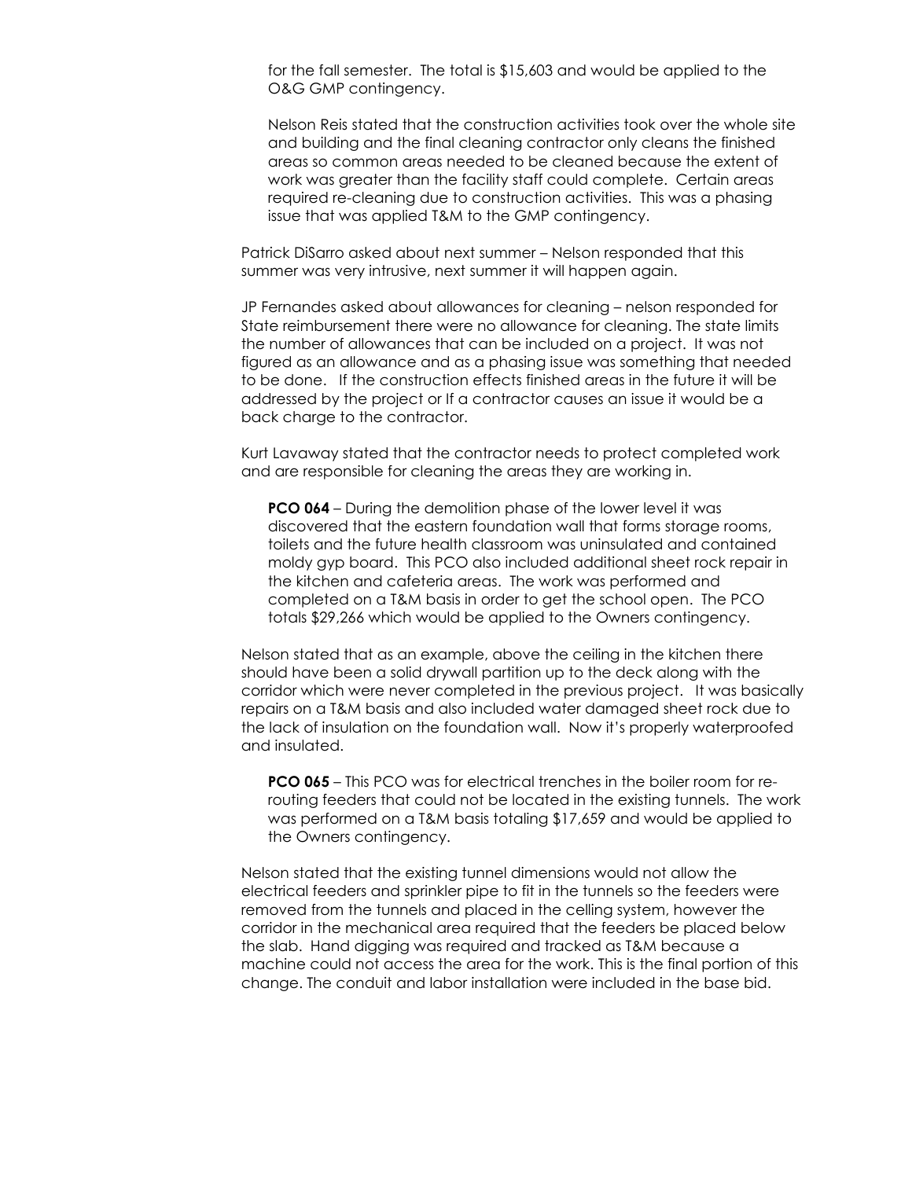for the fall semester. The total is $15,603 and would be applied to the O&G GMP contingency.

Nelson Reis stated that the construction activities took over the whole site and building and the final cleaning contractor only cleans the finished areas so common areas needed to be cleaned because the extent of work was greater than the facility staff could complete. Certain areas required re-cleaning due to construction activities. This was a phasing issue that was applied T&M to the GMP contingency.

Patrick DiSarro asked about next summer – Nelson responded that this summer was very intrusive, next summer it will happen again.

JP Fernandes asked about allowances for cleaning – nelson responded for State reimbursement there were no allowance for cleaning. The state limits the number of allowances that can be included on a project. It was not figured as an allowance and as a phasing issue was something that needed to be done. If the construction effects finished areas in the future it will be addressed by the project or If a contractor causes an issue it would be a back charge to the contractor.

Kurt Lavaway stated that the contractor needs to protect completed work and are responsible for cleaning the areas they are working in.

**PCO 064** – During the demolition phase of the lower level it was discovered that the eastern foundation wall that forms storage rooms, toilets and the future health classroom was uninsulated and contained moldy gyp board. This PCO also included additional sheet rock repair in the kitchen and cafeteria areas. The work was performed and completed on a T&M basis in order to get the school open. The PCO totals $29,266 which would be applied to the Owners contingency.

Nelson stated that as an example, above the ceiling in the kitchen there should have been a solid drywall partition up to the deck along with the corridor which were never completed in the previous project. It was basically repairs on a T&M basis and also included water damaged sheet rock due to the lack of insulation on the foundation wall. Now it's properly waterproofed and insulated.

**PCO 065** – This PCO was for electrical trenches in the boiler room for re-routing feeders that could not be located in the existing tunnels. The work was performed on a T&M basis totaling $17,659 and would be applied to the Owners contingency.

Nelson stated that the existing tunnel dimensions would not allow the electrical feeders and sprinkler pipe to fit in the tunnels so the feeders were removed from the tunnels and placed in the ceiling system, however the corridor in the mechanical area required that the feeders be placed below the slab. Hand digging was required and tracked as T&M because a machine could not access the area for the work. This is the final portion of this change. The conduit and labor installation were included in the base bid.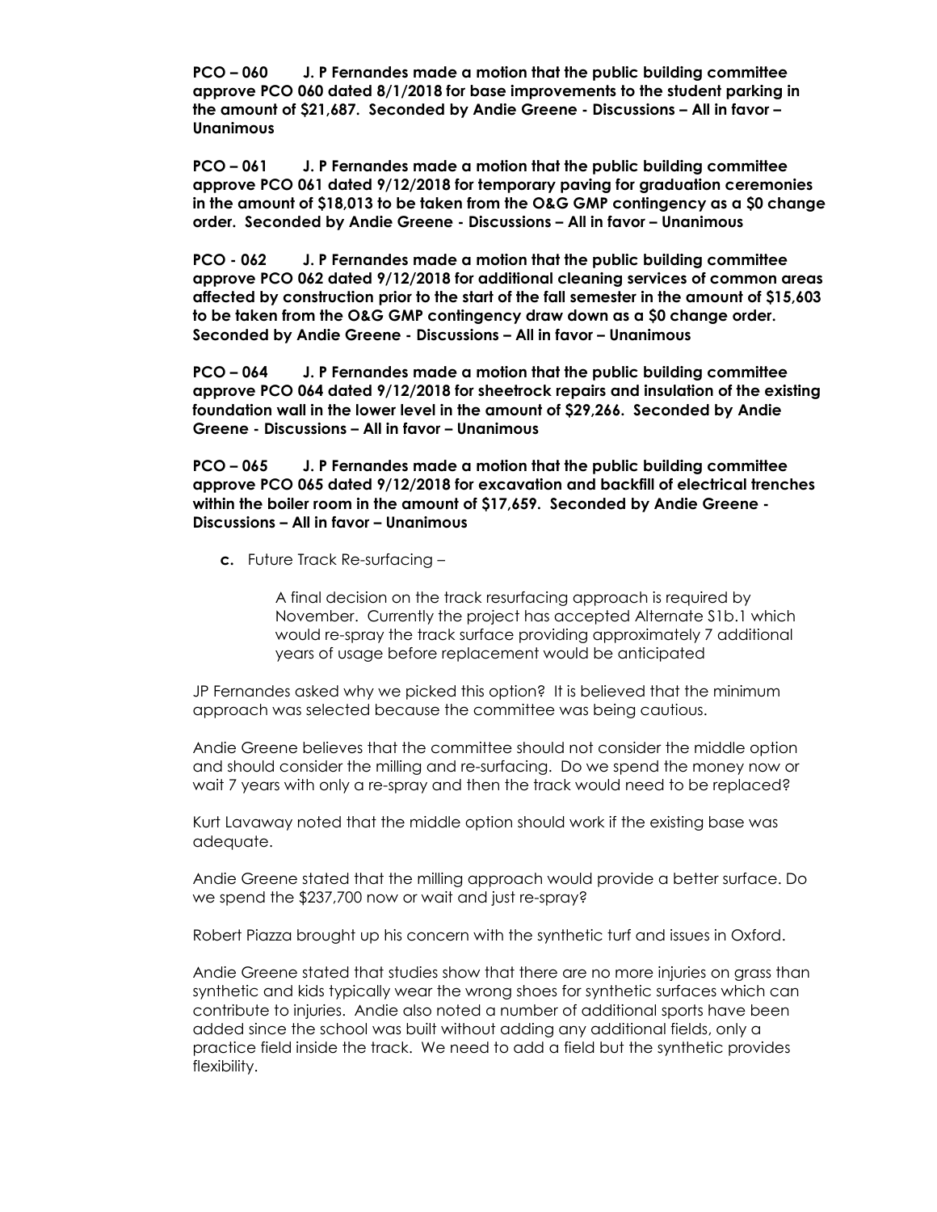**PCO – 060 J. P Fernandes made a motion that the public building committee approve PCO 060 dated 8/1/2018 for base improvements to the student parking in the amount of $21,687. Seconded by Andie Greene - Discussions – All in favor – Unanimous**

**PCO – 061 J. P Fernandes made a motion that the public building committee approve PCO 061 dated 9/12/2018 for temporary paving for graduation ceremonies in the amount of $18,013 to be taken from the O&G GMP contingency as a $0 change order. Seconded by Andie Greene - Discussions – All in favor – Unanimous**

**PCO - 062 J. P Fernandes made a motion that the public building committee approve PCO 062 dated 9/12/2018 for additional cleaning services of common areas affected by construction prior to the start of the fall semester in the amount of $15,603 to be taken from the O&G GMP contingency draw down as a $0 change order. Seconded by Andie Greene - Discussions – All in favor – Unanimous**

**PCO – 064 J. P Fernandes made a motion that the public building committee approve PCO 064 dated 9/12/2018 for sheetrock repairs and insulation of the existing foundation wall in the lower level in the amount of $29,266. Seconded by Andie Greene - Discussions – All in favor – Unanimous**

**PCO – 065 J. P Fernandes made a motion that the public building committee approve PCO 065 dated 9/12/2018 for excavation and backfill of electrical trenches within the boiler room in the amount of $17,659. Seconded by Andie Greene - Discussions – All in favor – Unanimous**

**c.** Future Track Re-surfacing –

A final decision on the track resurfacing approach is required by November. Currently the project has accepted Alternate S1b.1 which would re-spray the track surface providing approximately 7 additional years of usage before replacement would be anticipated

JP Fernandes asked why we picked this option? It is believed that the minimum approach was selected because the committee was being cautious.

Andie Greene believes that the committee should not consider the middle option and should consider the milling and re-surfacing. Do we spend the money now or wait 7 years with only a re-spray and then the track would need to be replaced?

Kurt Lavaway noted that the middle option should work if the existing base was adequate.

Andie Greene stated that the milling approach would provide a better surface. Do we spend the $237,700 now or wait and just re-spray?

Robert Piazza brought up his concern with the synthetic turf and issues in Oxford.

Andie Greene stated that studies show that there are no more injuries on grass than synthetic and kids typically wear the wrong shoes for synthetic surfaces which can contribute to injuries. Andie also noted a number of additional sports have been added since the school was built without adding any additional fields, only a practice field inside the track. We need to add a field but the synthetic provides flexibility.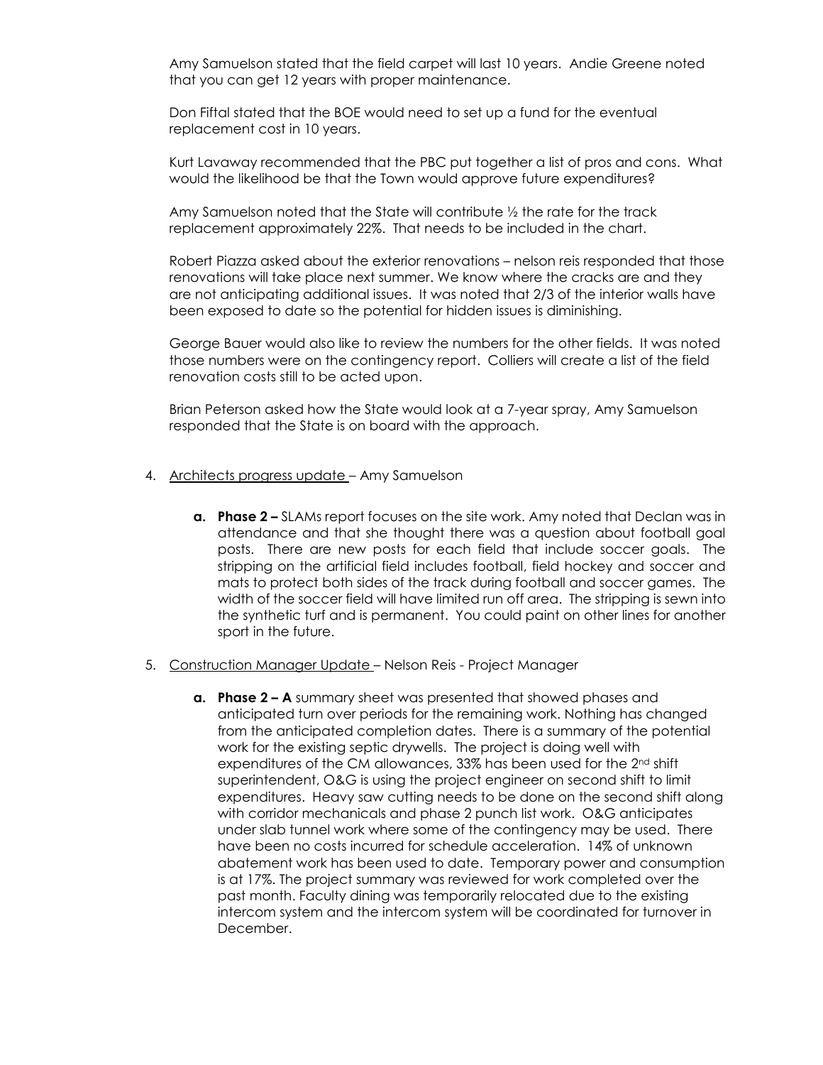Amy Samuelson stated that the field carpet will last 10 years. Andie Greene noted that you can get 12 years with proper maintenance.

Don Fiftal stated that the BOE would need to set up a fund for the eventual replacement cost in 10 years.

Kurt Lavaway recommended that the PBC put together a list of pros and cons. What would the likelihood be that the Town would approve future expenditures?

Amy Samuelson noted that the State will contribute ½ the rate for the track replacement approximately 22%. That needs to be included in the chart.

Robert Piazza asked about the exterior renovations – nelson reis responded that those renovations will take place next summer. We know where the cracks are and they are not anticipating additional issues. It was noted that 2/3 of the interior walls have been exposed to date so the potential for hidden issues is diminishing.

George Bauer would also like to review the numbers for the other fields. It was noted those numbers were on the contingency report. Colliers will create a list of the field renovation costs still to be acted upon.

Brian Peterson asked how the State would look at a 7-year spray, Amy Samuelson responded that the State is on board with the approach.

4. Architects progress update – Amy Samuelson

   a. **Phase 2 –** SLAMs report focuses on the site work. Amy noted that Declan was in attendance and that she thought there was a question about football goal posts. There are new posts for each field that include soccer goals. The stripping on the artificial field includes football, field hockey and soccer and mats to protect both sides of the track during football and soccer games. The width of the soccer field will have limited run off area. The stripping is sewn into the synthetic turf and is permanent. You could paint on other lines for another sport in the future.

5. Construction Manager Update – Nelson Reis - Project Manager

   a. **Phase 2 – A** summary sheet was presented that showed phases and anticipated turn over periods for the remaining work. Nothing has changed from the anticipated completion dates. There is a summary of the potential work for the existing septic drywells. The project is doing well with expenditures of the CM allowances, 33% has been used for the 2nd shift superintendent, O&G is using the project engineer on second shift to limit expenditures. Heavy saw cutting needs to be done on the second shift along with corridor mechanicals and phase 2 punch list work. O&G anticipates under slab tunnel work where some of the contingency may be used. There have been no costs incurred for schedule acceleration. 14% of unknown abatement work has been used to date. Temporary power and consumption is at 17%. The project summary was reviewed for work completed over the past month. Faculty dining was temporarily relocated due to the existing intercom system and the intercom system will be coordinated for turnover in December.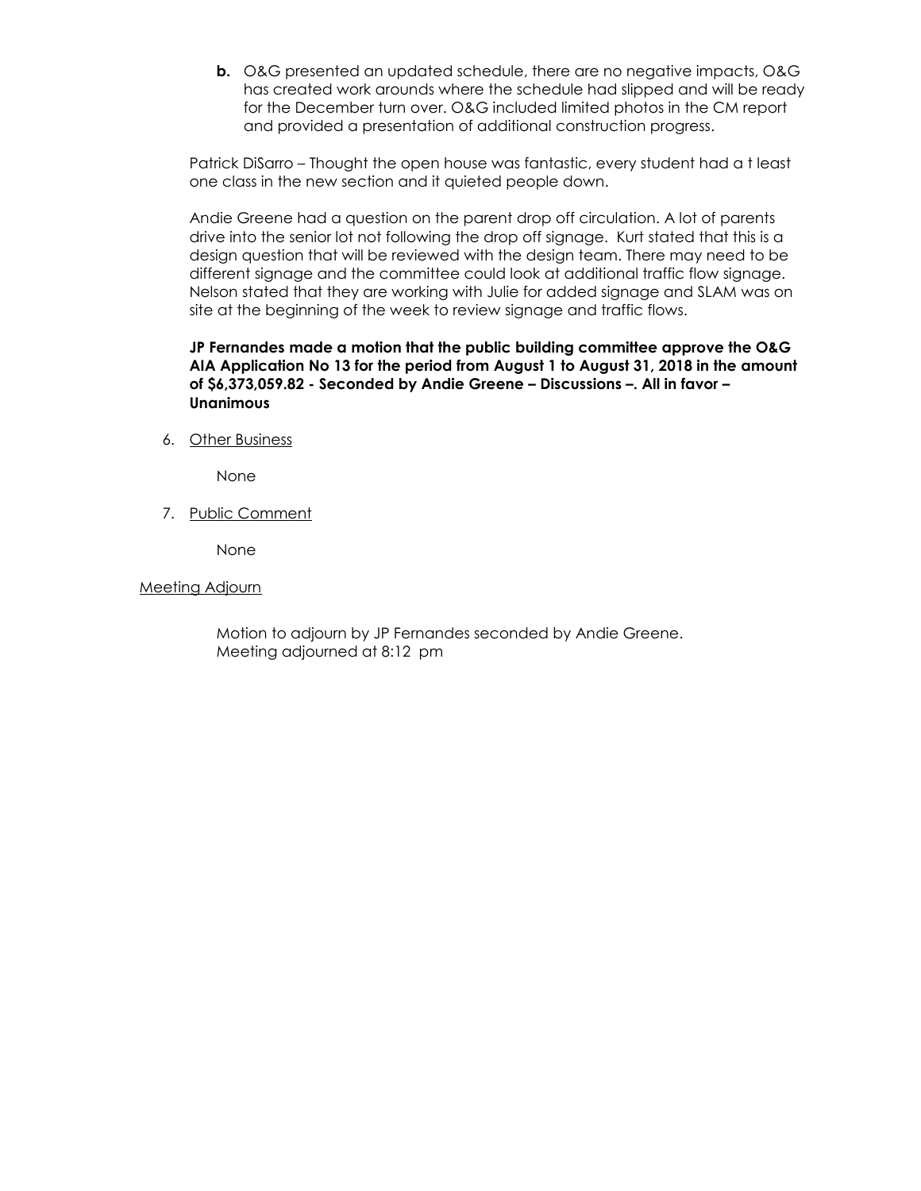**b.** O&G presented an updated schedule, there are no negative impacts, O&G has created work arounds where the schedule had slipped and will be ready for the December turn over. O&G included limited photos in the CM report and provided a presentation of additional construction progress.

Patrick DiSarro – Thought the open house was fantastic, every student had a t least one class in the new section and it quieted people down.

Andie Greene had a question on the parent drop off circulation. A lot of parents drive into the senior lot not following the drop off signage. Kurt stated that this is a design question that will be reviewed with the design team. There may need to be different signage and the committee could look at additional traffic flow signage. Nelson stated that they are working with Julie for added signage and SLAM was on site at the beginning of the week to review signage and traffic flows.

**JP Fernandes made a motion that the public building committee approve the O&G AIA Application No 13 for the period from August 1 to August 31, 2018 in the amount of $6,373,059.82 - Seconded by Andie Greene – Discussions –. All in favor – Unanimous**

6. Other Business

   None

7. Public Comment

   None

Meeting Adjourn

Motion to adjourn by JP Fernandes seconded by Andie Greene.
Meeting adjourned at 8:12 pm